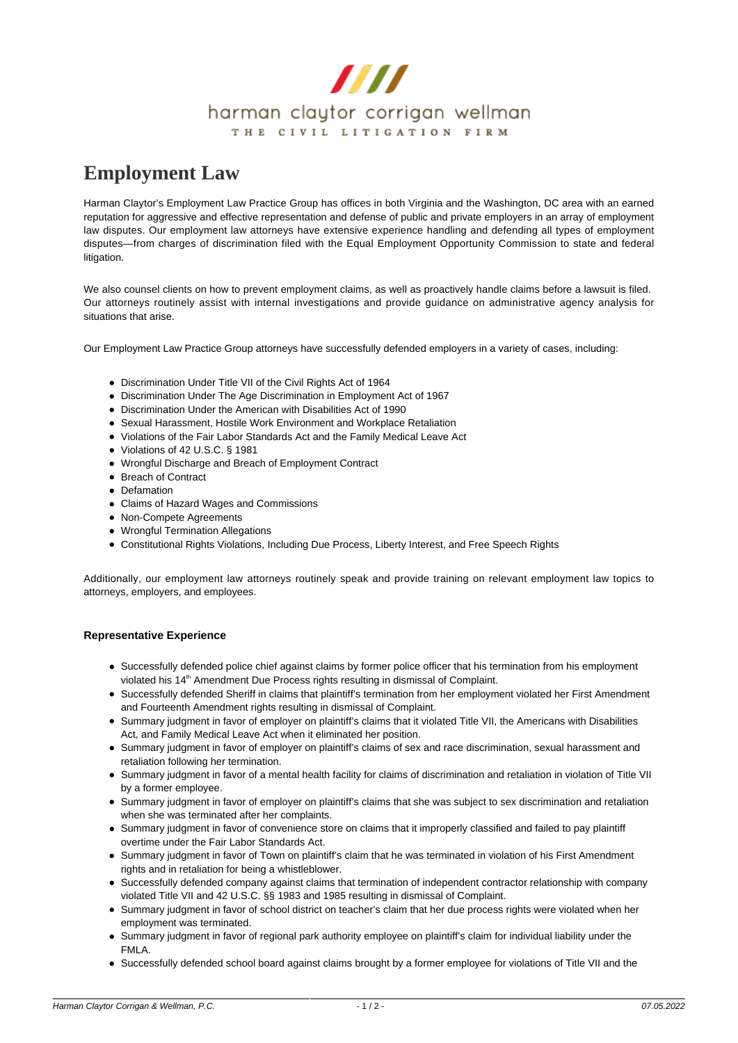harman claytor corrigan wellman

THE CIVIL LITIGATION FIRM

# Employment Law

Harman Claytor's Employment Law Practice Group has offices in both Virginia and the Washington, DC area with an earned reputation for aggressive and effective representation and defense of public and private employers in an array of employment law disputes. Our employment law attorneys have extensive experience handling and defending all types of employment disputes—from charges of discrimination filed with the Equal Employment Opportunity Commission to state and federal litigation.

We also counsel clients on how to prevent employment claims, as well as proactively handle claims before a lawsuit is filed. Our attorneys routinely assist with internal investigations and provide guidance on administrative agency analysis for situations that arise.

Our Employment Law Practice Group attorneys have successfully defended employers in a variety of cases, including:

- Discrimination Under Title VII of the Civil Rights Act of 1964
- Discrimination Under The Age Discrimination in Employment Act of 1967
- Discrimination Under the American with Disabilities Act of 1990
- Sexual Harassment, Hostile Work Environment and Workplace Retaliation
- Violations of the Fair Labor Standards Act and the Family Medical Leave Act
- Violations of 42 U.S.C. § 1981
- Wrongful Discharge and Breach of Employment Contract
- Breach of Contract
- Defamation
- Claims of Hazard Wages and Commissions
- Non-Compete Agreements
- Wrongful Termination Allegations
- Constitutional Rights Violations, Including Due Process, Liberty Interest, and Free Speech Rights

Additionally, our employment law attorneys routinely speak and provide training on relevant employment law topics to attorneys, employers, and employees.

**Representative Experience**

- Successfully defended police chief against claims by former police officer that his termination from his employment violated his 14th Amendment Due Process rights resulting in dismissal of Complaint.
- Successfully defended Sheriff in claims that plaintiff's termination from her employment violated her First Amendment and Fourteenth Amendment rights resulting in dismissal of Complaint.
- Summary judgment in favor of employer on plaintiff's claims that it violated Title VII, the Americans with Disabilities Act, and Family Medical Leave Act when it eliminated her position.
- Summary judgment in favor of employer on plaintiff's claims of sex and race discrimination, sexual harassment and retaliation following her termination.
- Summary judgment in favor of a mental health facility for claims of discrimination and retaliation in violation of Title VII by a former employee.
- Summary judgment in favor of employer on plaintiff's claims that she was subject to sex discrimination and retaliation when she was terminated after her complaints.
- Summary judgment in favor of convenience store on claims that it improperly classified and failed to pay plaintiff overtime under the Fair Labor Standards Act.
- Summary judgment in favor of Town on plaintiff's claim that he was terminated in violation of his First Amendment rights and in retaliation for being a whistleblower.
- Successfully defended company against claims that termination of independent contractor relationship with company violated Title VII and 42 U.S.C. §§ 1983 and 1985 resulting in dismissal of Complaint.
- Summary judgment in favor of school district on teacher's claim that her due process rights were violated when her employment was terminated.
- Summary judgment in favor of regional park authority employee on plaintiff's claim for individual liability under the FMLA.
- Successfully defended school board against claims brought by a former employee for violations of Title VII and the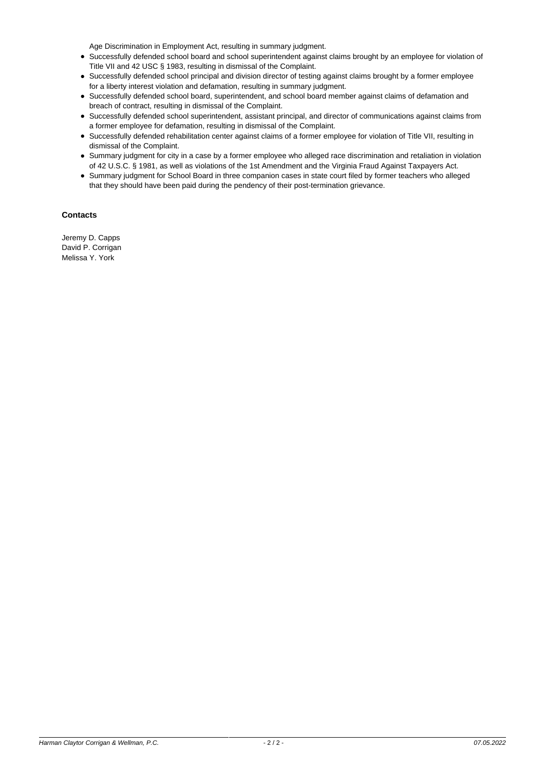Age Discrimination in Employment Act, resulting in summary judgment.

- Successfully defended school board and school superintendent against claims brought by an employee for violation of Title VII and 42 USC § 1983, resulting in dismissal of the Complaint.
- Successfully defended school principal and division director of testing against claims brought by a former employee for a liberty interest violation and defamation, resulting in summary judgment.
- Successfully defended school board, superintendent, and school board member against claims of defamation and breach of contract, resulting in dismissal of the Complaint.
- Successfully defended school superintendent, assistant principal, and director of communications against claims from a former employee for defamation, resulting in dismissal of the Complaint.
- Successfully defended rehabilitation center against claims of a former employee for violation of Title VII, resulting in dismissal of the Complaint.
- Summary judgment for city in a case by a former employee who alleged race discrimination and retaliation in violation of 42 U.S.C. § 1981, as well as violations of the 1st Amendment and the Virginia Fraud Against Taxpayers Act.
- Summary judgment for School Board in three companion cases in state court filed by former teachers who alleged that they should have been paid during the pendency of their post-termination grievance.

**Contacts**

Jeremy D. Capps
David P. Corrigan
Melissa Y. York